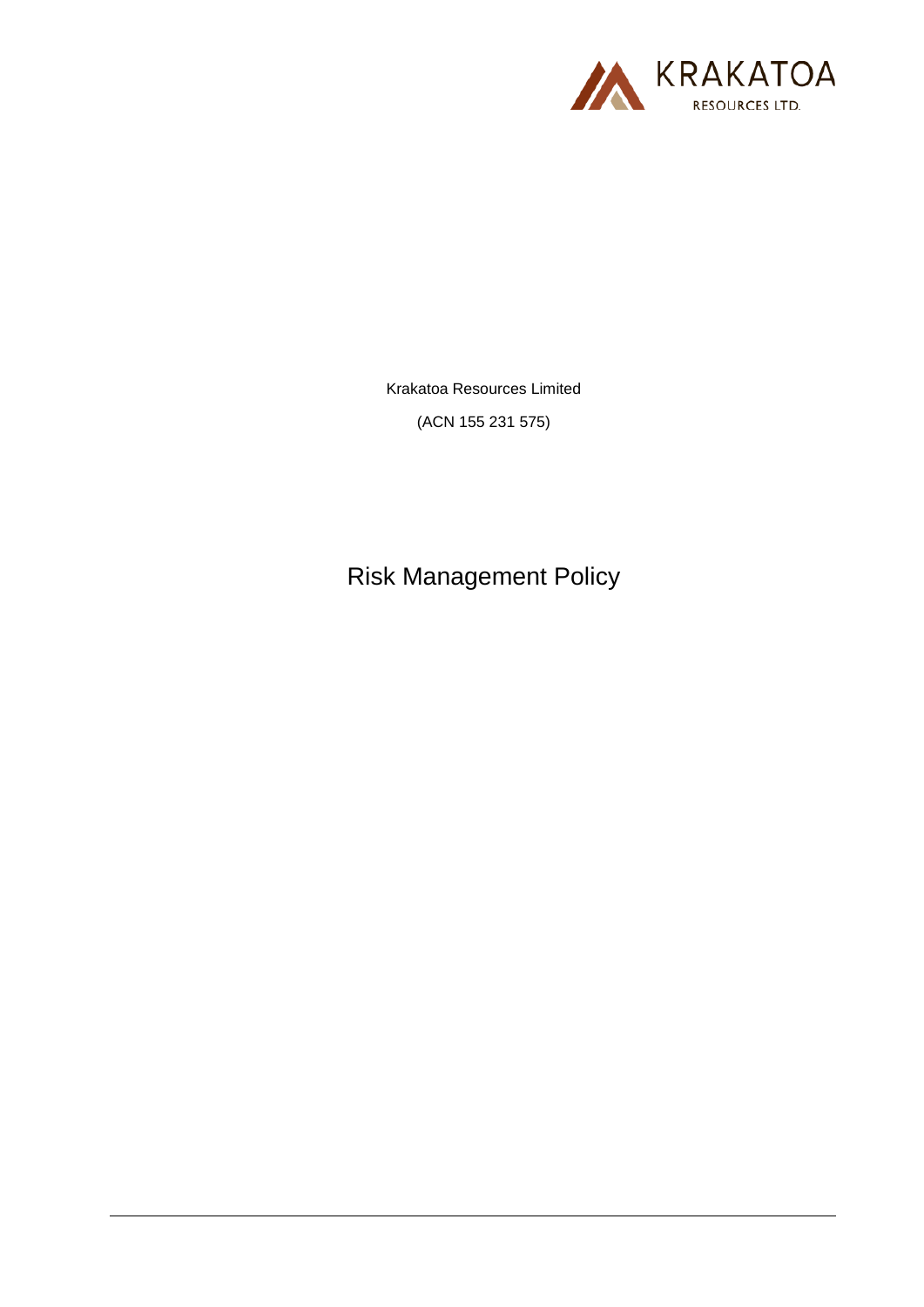KRAKATOA RESOURCES LTD.

Krakatoa Resources Limited

(ACN 155 231 575)

# Risk Management Policy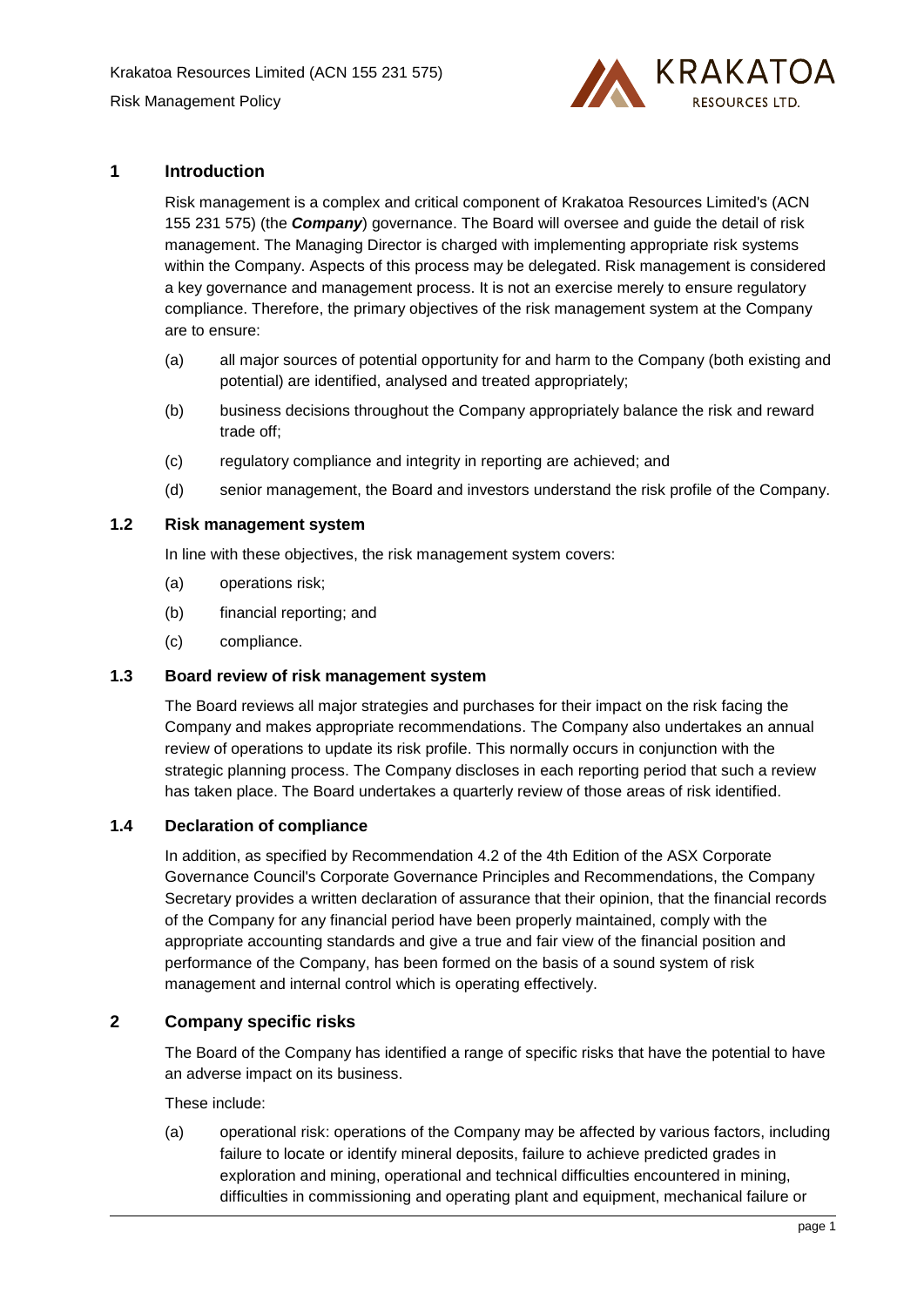## 1 Introduction

Risk management is a complex and critical component of Krakatoa Resources Limited's (ACN 155 231 575) (the ***Company***) governance. The Board will oversee and guide the detail of risk management. The Managing Director is charged with implementing appropriate risk systems within the Company. Aspects of this process may be delegated. Risk management is considered a key governance and management process. It is not an exercise merely to ensure regulatory compliance. Therefore, the primary objectives of the risk management system at the Company are to ensure:

(a) all major sources of potential opportunity for and harm to the Company (both existing and potential) are identified, analysed and treated appropriately;

(b) business decisions throughout the Company appropriately balance the risk and reward trade off;

(c) regulatory compliance and integrity in reporting are achieved; and

(d) senior management, the Board and investors understand the risk profile of the Company.

### 1.2 Risk management system

In line with these objectives, the risk management system covers:

(a) operations risk;

(b) financial reporting; and

(c) compliance.

### 1.3 Board review of risk management system

The Board reviews all major strategies and purchases for their impact on the risk facing the Company and makes appropriate recommendations. The Company also undertakes an annual review of operations to update its risk profile. This normally occurs in conjunction with the strategic planning process. The Company discloses in each reporting period that such a review has taken place. The Board undertakes a quarterly review of those areas of risk identified.

### 1.4 Declaration of compliance

In addition, as specified by Recommendation 4.2 of the 4th Edition of the ASX Corporate Governance Council's Corporate Governance Principles and Recommendations, the Company Secretary provides a written declaration of assurance that their opinion, that the financial records of the Company for any financial period have been properly maintained, comply with the appropriate accounting standards and give a true and fair view of the financial position and performance of the Company, has been formed on the basis of a sound system of risk management and internal control which is operating effectively.

## 2 Company specific risks

The Board of the Company has identified a range of specific risks that have the potential to have an adverse impact on its business.

These include:

(a) operational risk: operations of the Company may be affected by various factors, including failure to locate or identify mineral deposits, failure to achieve predicted grades in exploration and mining, operational and technical difficulties encountered in mining, difficulties in commissioning and operating plant and equipment, mechanical failure or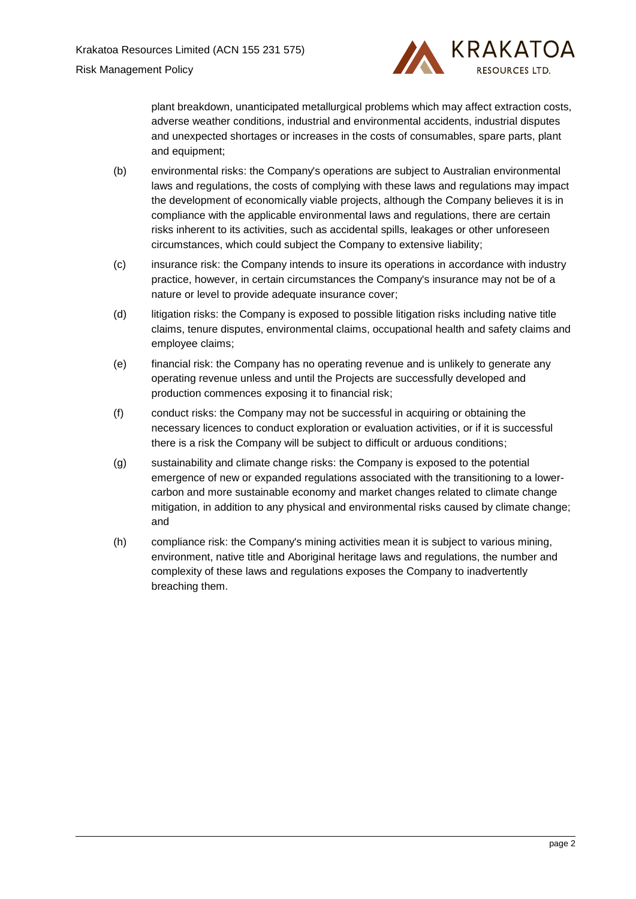plant breakdown, unanticipated metallurgical problems which may affect extraction costs, adverse weather conditions, industrial and environmental accidents, industrial disputes and unexpected shortages or increases in the costs of consumables, spare parts, plant and equipment;

(b) environmental risks: the Company's operations are subject to Australian environmental laws and regulations, the costs of complying with these laws and regulations may impact the development of economically viable projects, although the Company believes it is in compliance with the applicable environmental laws and regulations, there are certain risks inherent to its activities, such as accidental spills, leakages or other unforeseen circumstances, which could subject the Company to extensive liability;

(c) insurance risk: the Company intends to insure its operations in accordance with industry practice, however, in certain circumstances the Company's insurance may not be of a nature or level to provide adequate insurance cover;

(d) litigation risks: the Company is exposed to possible litigation risks including native title claims, tenure disputes, environmental claims, occupational health and safety claims and employee claims;

(e) financial risk: the Company has no operating revenue and is unlikely to generate any operating revenue unless and until the Projects are successfully developed and production commences exposing it to financial risk;

(f) conduct risks: the Company may not be successful in acquiring or obtaining the necessary licences to conduct exploration or evaluation activities, or if it is successful there is a risk the Company will be subject to difficult or arduous conditions;

(g) sustainability and climate change risks: the Company is exposed to the potential emergence of new or expanded regulations associated with the transitioning to a lower-carbon and more sustainable economy and market changes related to climate change mitigation, in addition to any physical and environmental risks caused by climate change; and

(h) compliance risk: the Company's mining activities mean it is subject to various mining, environment, native title and Aboriginal heritage laws and regulations, the number and complexity of these laws and regulations exposes the Company to inadvertently breaching them.